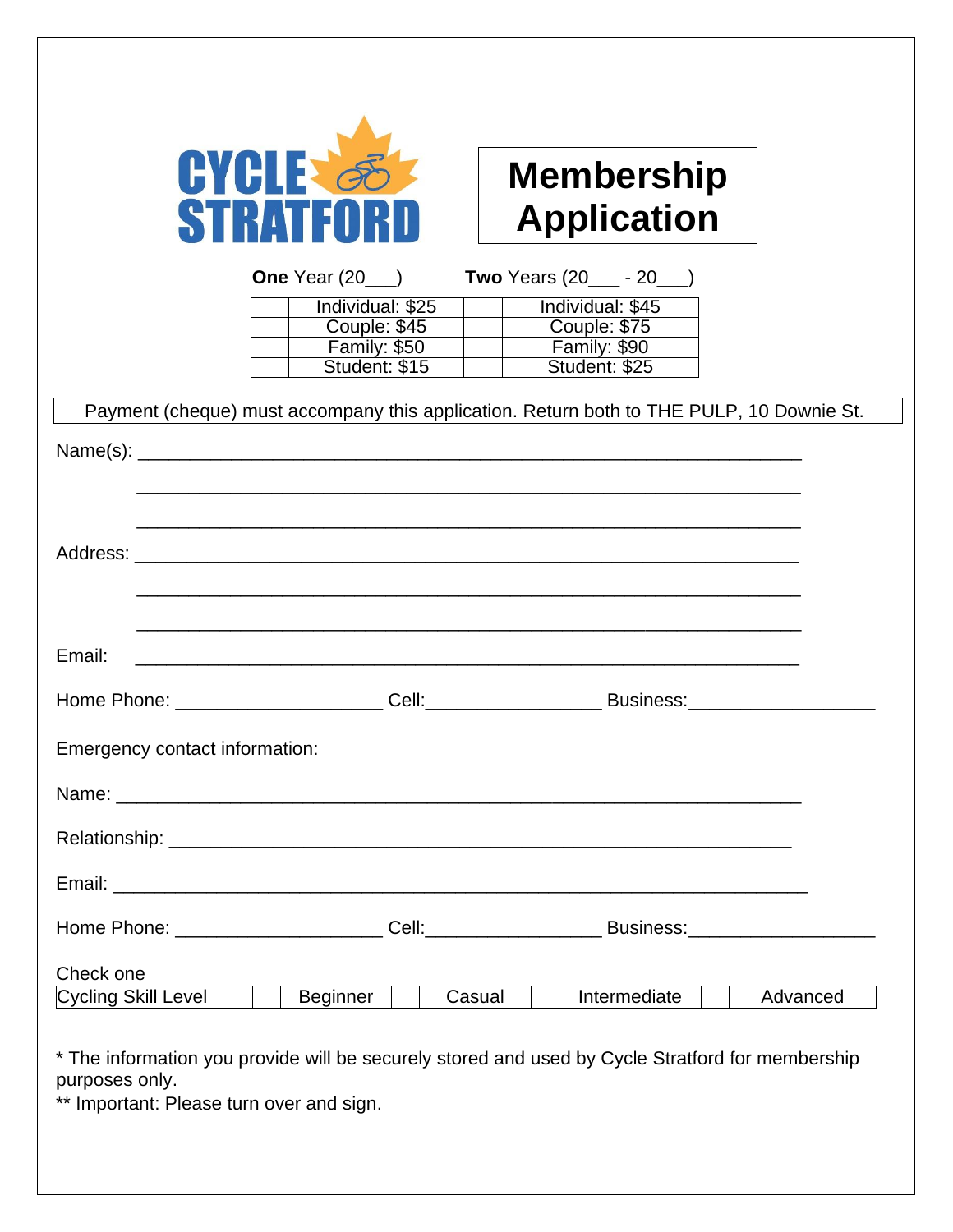CYCLE STRATFORD

# Membership Application

**One** Year (20___) **Two** Years (20___ - 20___)

| | One Year | | Two Years |
|---|---|---|---|
| | Individual: $25 | | Individual: $45 |
| | Couple: $45 | | Couple: $75 |
| | Family: $50 | | Family: $90 |
| | Student: $15 | | Student: $25 |

Payment (cheque) must accompany this application. Return both to THE PULP, 10 Downie St.

Name(s): ________________________________________________________________

________________________________________________________________

________________________________________________________________

Address: ________________________________________________________________

________________________________________________________________

________________________________________________________________

Email: ________________________________________________________________

Home Phone: ____________________ Cell:_________________ Business:__________________

Emergency contact information:

Name: ________________________________________________________________

Relationship: ____________________________________________________________

Email: ________________________________________________________________

Home Phone: ____________________ Cell:_________________ Business:__________________

Check one

| Cycling Skill Level | | Beginner | | Casual | | Intermediate | | Advanced |
|---|---|---|---|---|---|---|---|---|

* The information you provide will be securely stored and used by Cycle Stratford for membership purposes only.

** Important: Please turn over and sign.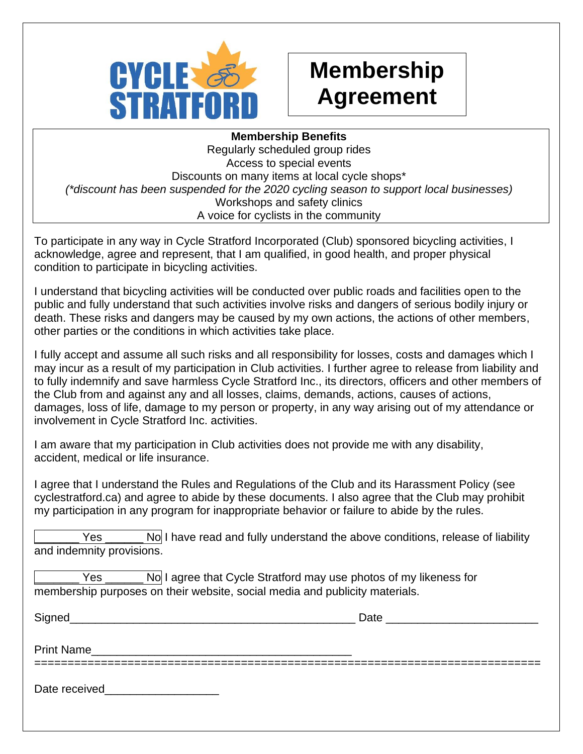CYCLE STRATFORD

# Membership Agreement

**Membership Benefits**

Regularly scheduled group rides
Access to special events
Discounts on many items at local cycle shops*
*(*discount has been suspended for the 2020 cycling season to support local businesses)*
Workshops and safety clinics
A voice for cyclists in the community

To participate in any way in Cycle Stratford Incorporated (Club) sponsored bicycling activities, I acknowledge, agree and represent, that I am qualified, in good health, and proper physical condition to participate in bicycling activities.

I understand that bicycling activities will be conducted over public roads and facilities open to the public and fully understand that such activities involve risks and dangers of serious bodily injury or death. These risks and dangers may be caused by my own actions, the actions of other members, other parties or the conditions in which activities take place.

I fully accept and assume all such risks and all responsibility for losses, costs and damages which I may incur as a result of my participation in Club activities. I further agree to release from liability and to fully indemnify and save harmless Cycle Stratford Inc., its directors, officers and other members of the Club from and against any and all losses, claims, demands, actions, causes of actions, damages, loss of life, damage to my person or property, in any way arising out of my attendance or involvement in Cycle Stratford Inc. activities.

I am aware that my participation in Club activities does not provide me with any disability, accident, medical or life insurance.

I agree that I understand the Rules and Regulations of the Club and its Harassment Policy (see cyclestratford.ca) and agree to abide by these documents. I also agree that the Club may prohibit my participation in any program for inappropriate behavior or failure to abide by the rules.

_______ Yes ______ No I have read and fully understand the above conditions, release of liability and indemnity provisions.

_______ Yes ______ No I agree that Cycle Stratford may use photos of my likeness for membership purposes on their website, social media and publicity materials.

Signed_____________________________________________ Date _______________________

Print Name________________________________________

==========================================================================

Date received_________________